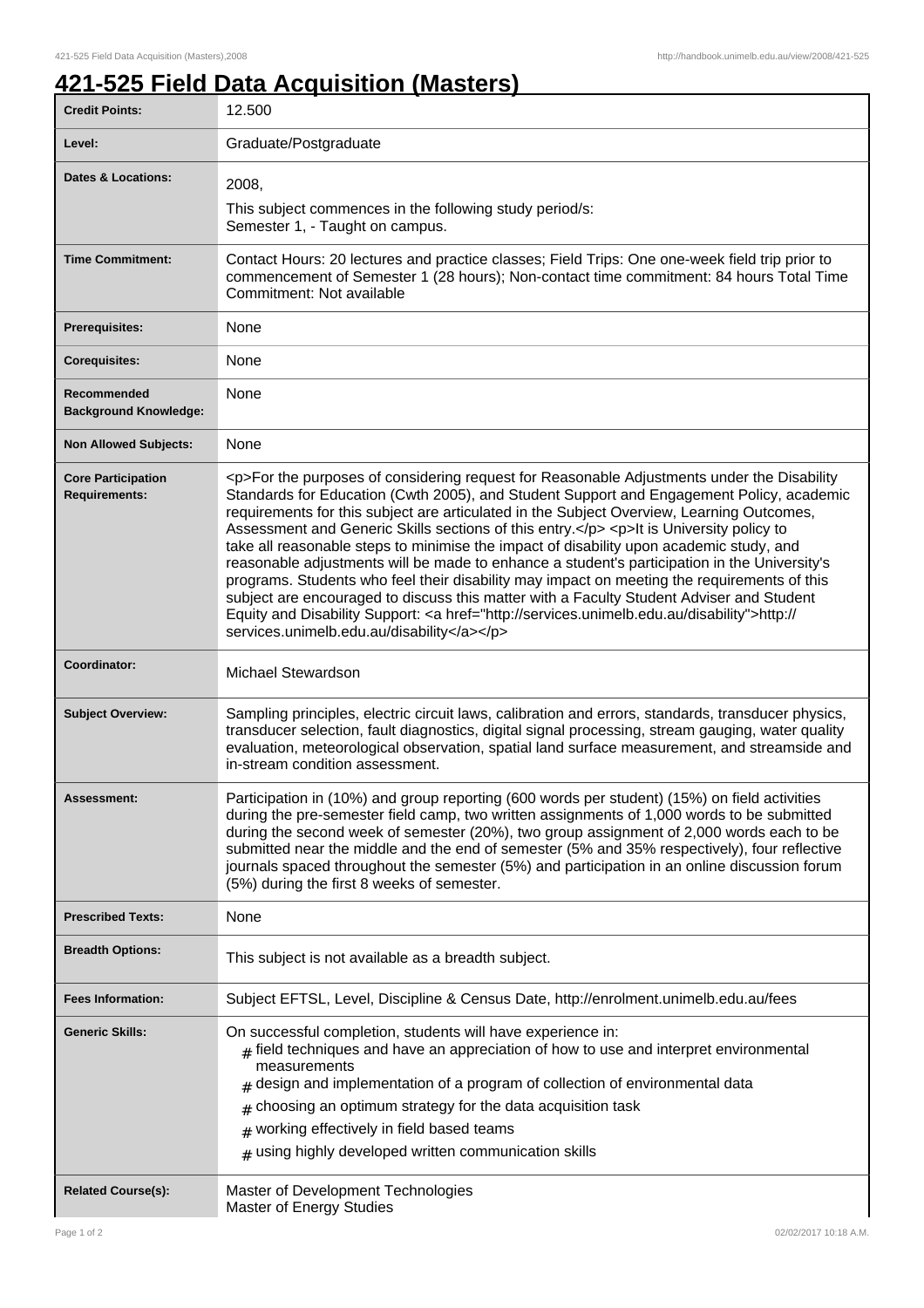# 421-525 Field Data Acquisition (Masters)

| Credit Points: | 12.500 |
| --- | --- |
| Level: | Graduate/Postgraduate |
| Dates & Locations: | 2008,<br>This subject commences in the following study period/s:<br>Semester 1, - Taught on campus. |
| Time Commitment: | Contact Hours: 20 lectures and practice classes; Field Trips: One one-week field trip prior to commencement of Semester 1 (28 hours); Non-contact time commitment: 84 hours Total Time Commitment: Not available |
| Prerequisites: | None |
| Corequisites: | None |
| Recommended Background Knowledge: | None |
| Non Allowed Subjects: | None |
| Core Participation Requirements: | <p>For the purposes of considering request for Reasonable Adjustments under the Disability Standards for Education (Cwth 2005), and Student Support and Engagement Policy, academic requirements for this subject are articulated in the Subject Overview, Learning Outcomes, Assessment and Generic Skills sections of this entry.</p> <p>It is University policy to take all reasonable steps to minimise the impact of disability upon academic study, and reasonable adjustments will be made to enhance a student's participation in the University's programs. Students who feel their disability may impact on meeting the requirements of this subject are encouraged to discuss this matter with a Faculty Student Adviser and Student Equity and Disability Support: <a href="http://services.unimelb.edu.au/disability">http://services.unimelb.edu.au/disability</a></p> |
| Coordinator: | Michael Stewardson |
| Subject Overview: | Sampling principles, electric circuit laws, calibration and errors, standards, transducer physics, transducer selection, fault diagnostics, digital signal processing, stream gauging, water quality evaluation, meteorological observation, spatial land surface measurement, and streamside and in-stream condition assessment. |
| Assessment: | Participation in (10%) and group reporting (600 words per student) (15%) on field activities during the pre-semester field camp, two written assignments of 1,000 words to be submitted during the second week of semester (20%), two group assignment of 2,000 words each to be submitted near the middle and the end of semester (5% and 35% respectively), four reflective journals spaced throughout the semester (5%) and participation in an online discussion forum (5%) during the first 8 weeks of semester. |
| Prescribed Texts: | None |
| Breadth Options: | This subject is not available as a breadth subject. |
| Fees Information: | Subject EFTSL, Level, Discipline & Census Date, http://enrolment.unimelb.edu.au/fees |
| Generic Skills: | On successful completion, students will have experience in:<br># field techniques and have an appreciation of how to use and interpret environmental measurements<br># design and implementation of a program of collection of environmental data<br># choosing an optimum strategy for the data acquisition task<br># working effectively in field based teams<br># using highly developed written communication skills |
| Related Course(s): | Master of Development Technologies<br>Master of Energy Studies |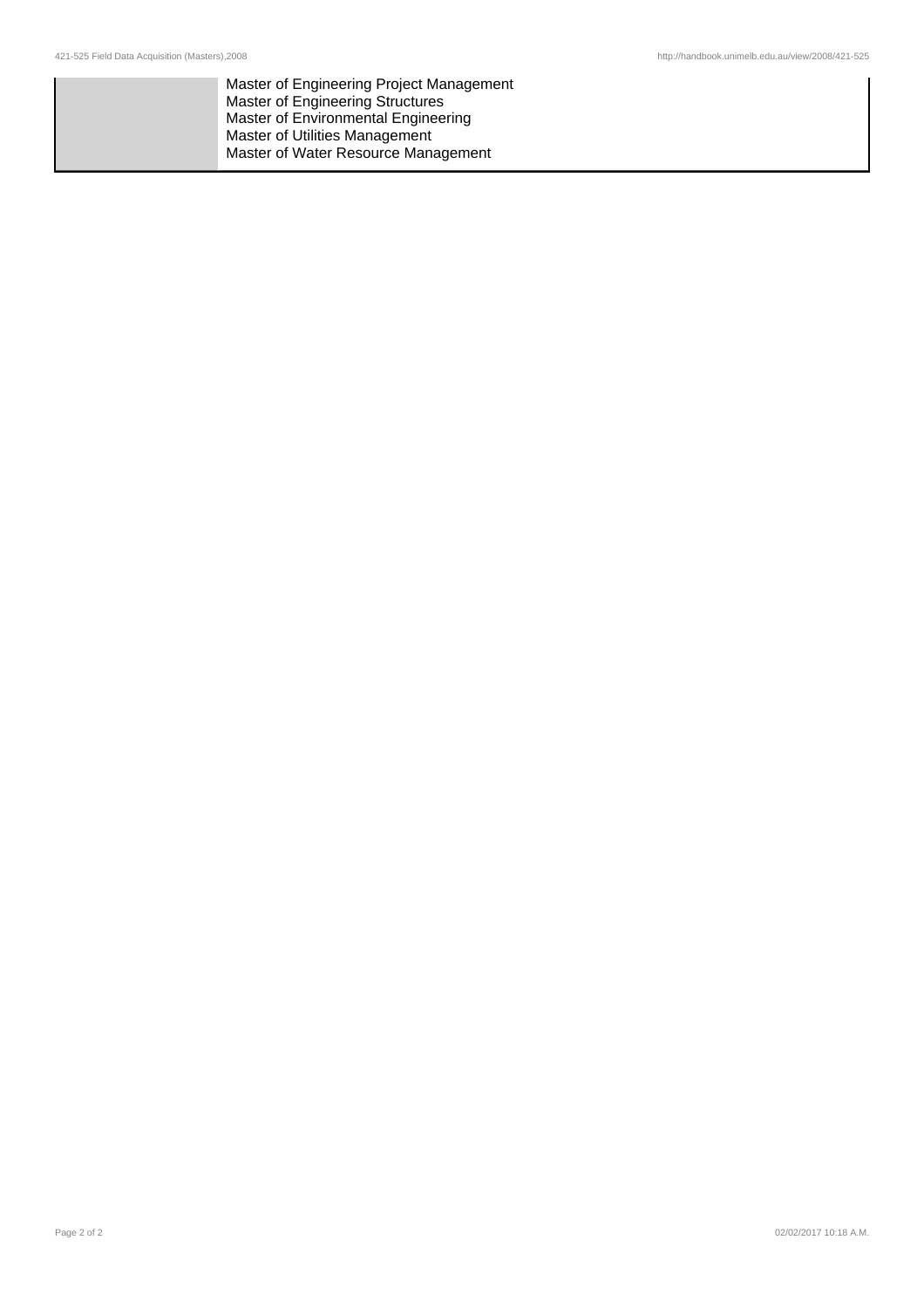| | |
|---|---|
| | Master of Engineering Project Management<br>Master of Engineering Structures<br>Master of Environmental Engineering<br>Master of Utilities Management<br>Master of Water Resource Management |